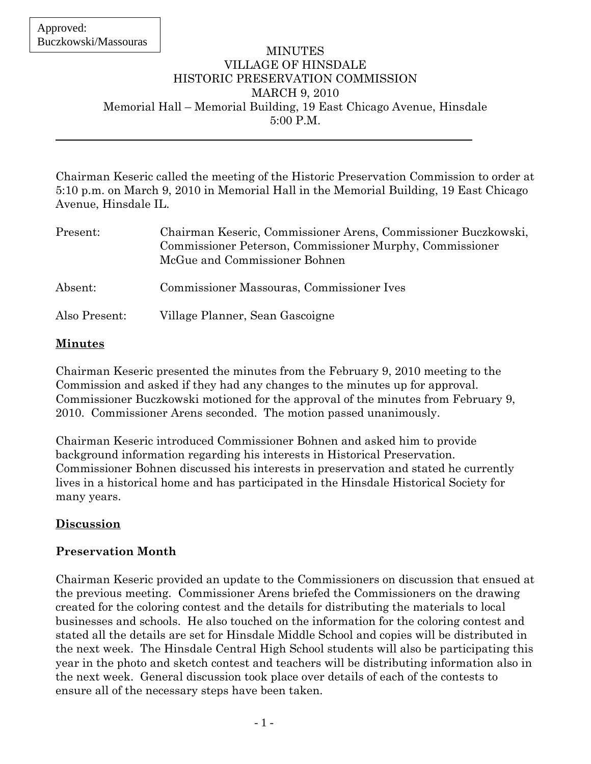Approved: Buczkowski/Massouras

# MINUTES
# VILLAGE OF HINSDALE
# HISTORIC PRESERVATION COMMISSION
## MARCH 9, 2010
Memorial Hall – Memorial Building, 19 East Chicago Avenue, Hinsdale
5:00 P.M.

---

Chairman Keseric called the meeting of the Historic Preservation Commission to order at 5:10 p.m. on March 9, 2010 in Memorial Hall in the Memorial Building, 19 East Chicago Avenue, Hinsdale IL.

| | |
|---|---|
| Present: | Chairman Keseric, Commissioner Arens, Commissioner Buczkowski, Commissioner Peterson, Commissioner Murphy, Commissioner McGue and Commissioner Bohnen |
| Absent: | Commissioner Massouras, Commissioner Ives |
| Also Present: | Village Planner, Sean Gascoigne |

**Minutes**

Chairman Keseric presented the minutes from the February 9, 2010 meeting to the Commission and asked if they had any changes to the minutes up for approval. Commissioner Buczkowski motioned for the approval of the minutes from February 9, 2010. Commissioner Arens seconded. The motion passed unanimously.

Chairman Keseric introduced Commissioner Bohnen and asked him to provide background information regarding his interests in Historical Preservation. Commissioner Bohnen discussed his interests in preservation and stated he currently lives in a historical home and has participated in the Hinsdale Historical Society for many years.

**Discussion**

**Preservation Month**

Chairman Keseric provided an update to the Commissioners on discussion that ensued at the previous meeting. Commissioner Arens briefed the Commissioners on the drawing created for the coloring contest and the details for distributing the materials to local businesses and schools. He also touched on the information for the coloring contest and stated all the details are set for Hinsdale Middle School and copies will be distributed in the next week. The Hinsdale Central High School students will also be participating this year in the photo and sketch contest and teachers will be distributing information also in the next week. General discussion took place over details of each of the contests to ensure all of the necessary steps have been taken.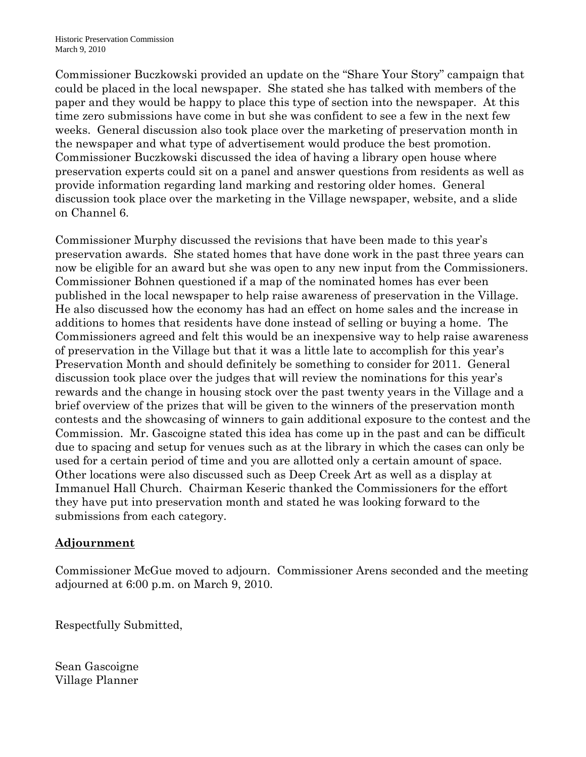Commissioner Buczkowski provided an update on the "Share Your Story" campaign that could be placed in the local newspaper. She stated she has talked with members of the paper and they would be happy to place this type of section into the newspaper. At this time zero submissions have come in but she was confident to see a few in the next few weeks. General discussion also took place over the marketing of preservation month in the newspaper and what type of advertisement would produce the best promotion. Commissioner Buczkowski discussed the idea of having a library open house where preservation experts could sit on a panel and answer questions from residents as well as provide information regarding land marking and restoring older homes. General discussion took place over the marketing in the Village newspaper, website, and a slide on Channel 6.

Commissioner Murphy discussed the revisions that have been made to this year's preservation awards. She stated homes that have done work in the past three years can now be eligible for an award but she was open to any new input from the Commissioners. Commissioner Bohnen questioned if a map of the nominated homes has ever been published in the local newspaper to help raise awareness of preservation in the Village. He also discussed how the economy has had an effect on home sales and the increase in additions to homes that residents have done instead of selling or buying a home. The Commissioners agreed and felt this would be an inexpensive way to help raise awareness of preservation in the Village but that it was a little late to accomplish for this year's Preservation Month and should definitely be something to consider for 2011. General discussion took place over the judges that will review the nominations for this year's rewards and the change in housing stock over the past twenty years in the Village and a brief overview of the prizes that will be given to the winners of the preservation month contests and the showcasing of winners to gain additional exposure to the contest and the Commission. Mr. Gascoigne stated this idea has come up in the past and can be difficult due to spacing and setup for venues such as at the library in which the cases can only be used for a certain period of time and you are allotted only a certain amount of space. Other locations were also discussed such as Deep Creek Art as well as a display at Immanuel Hall Church. Chairman Keseric thanked the Commissioners for the effort they have put into preservation month and stated he was looking forward to the submissions from each category.

## Adjournment

Commissioner McGue moved to adjourn. Commissioner Arens seconded and the meeting adjourned at 6:00 p.m. on March 9, 2010.

Respectfully Submitted,

Sean Gascoigne
Village Planner